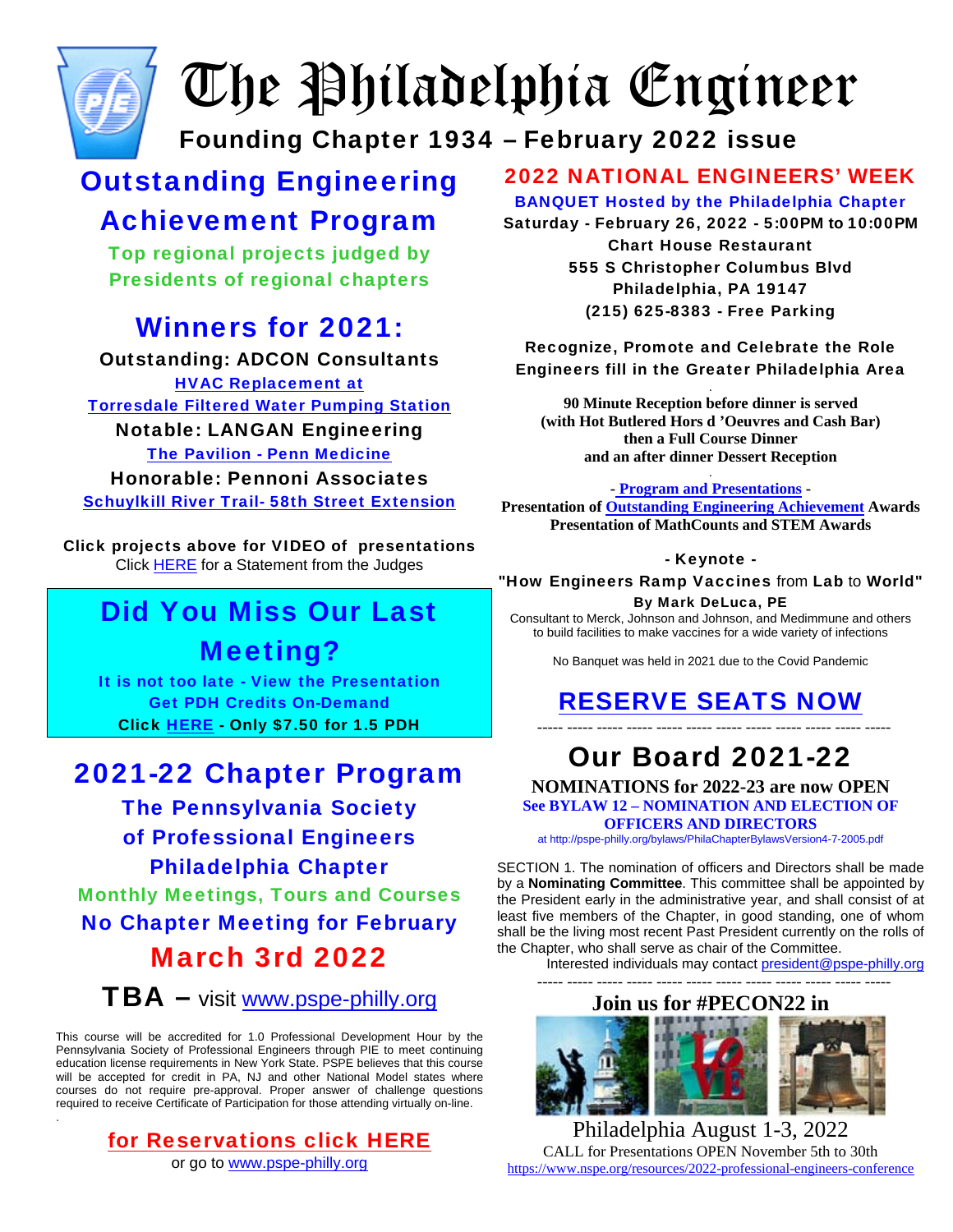# The Philadelphia Engineer

**Founding Chapter 1934 – February 2022 issue**

## Outstanding Engineering Achievement Program

**Top regional projects judged by Presidents of regional chapters**

## Winners for 2021:

**Outstanding: ADCON Consultants**

HVAC Replacement at Torresdale Filtered Water Pumping Station

**Notable: LANGAN Engineering**

The Pavilion - Penn Medicine

**Honorable: Pennoni Associates**

Schuylkill River Trail- 58th Street Extension

**Click projects above for VIDEO of presentations**

Click HERE for a Statement from the Judges

## Did You Miss Our Last Meeting?

**It is not too late - View the Presentation**

**Get PDH Credits On-Demand**

**Click HERE - Only $7.50 for 1.5 PDH**

## 2021-22 Chapter Program

### The Pennsylvania Society of Professional Engineers Philadelphia Chapter

**Monthly Meetings, Tours and Courses**

**No Chapter Meeting for February**

## March 3rd 2022

**TBA –** visit www.pspe-philly.org

This course will be accredited for 1.0 Professional Development Hour by the Pennsylvania Society of Professional Engineers through PIE to meet continuing education license requirements in New York State. PSPE believes that this course will be accepted for credit in PA, NJ and other National Model states where courses do not require pre-approval. Proper answer of challenge questions required to receive Certificate of Participation for those attending virtually on-line.

**for Reservations click HERE**

or go to www.pspe-philly.org

## 2022 NATIONAL ENGINEERS' WEEK

**BANQUET Hosted by the Philadelphia Chapter**

**Saturday - February 26, 2022 - 5:00PM to 10:00PM**

**Chart House Restaurant**

**555 S Christopher Columbus Blvd**

**Philadelphia, PA 19147**

**(215) 625-8383 - Free Parking**

**Recognize, Promote and Celebrate the Role Engineers fill in the Greater Philadelphia Area**

**90 Minute Reception before dinner is served**
**(with Hot Butlered Hors d 'Oeuvres and Cash Bar)**
**then a Full Course Dinner**
**and an after dinner Dessert Reception**

**- Program and Presentations -**

**Presentation of Outstanding Engineering Achievement Awards**

**Presentation of MathCounts and STEM Awards**

**- Keynote -**

**"How Engineers Ramp Vaccines from Lab to World"**

**By Mark DeLuca, PE**

Consultant to Merck, Johnson and Johnson, and Medimmune and others to build facilities to make vaccines for a wide variety of infections

No Banquet was held in 2021 due to the Covid Pandemic

## RESERVE SEATS NOW

----- ----- ----- ----- ----- ----- ----- ----- ----- ----- ----- -----

## Our Board 2021-22

**NOMINATIONS for 2022-23 are now OPEN**

**See BYLAW 12 – NOMINATION AND ELECTION OF OFFICERS AND DIRECTORS**

at http://pspe-philly.org/bylaws/PhilaChapterBylawsVersion4-7-2005.pdf

SECTION 1. The nomination of officers and Directors shall be made by a **Nominating Committee**. This committee shall be appointed by the President early in the administrative year, and shall consist of at least five members of the Chapter, in good standing, one of whom shall be the living most recent Past President currently on the rolls of the Chapter, who shall serve as chair of the Committee.

Interested individuals may contact president@pspe-philly.org

----- ----- ----- ----- ----- ----- ----- ----- ----- ----- ----- -----

**Join us for #PECON22 in**

Philadelphia August 1-3, 2022

CALL for Presentations OPEN November 5th to 30th

https://www.nspe.org/resources/2022-professional-engineers-conference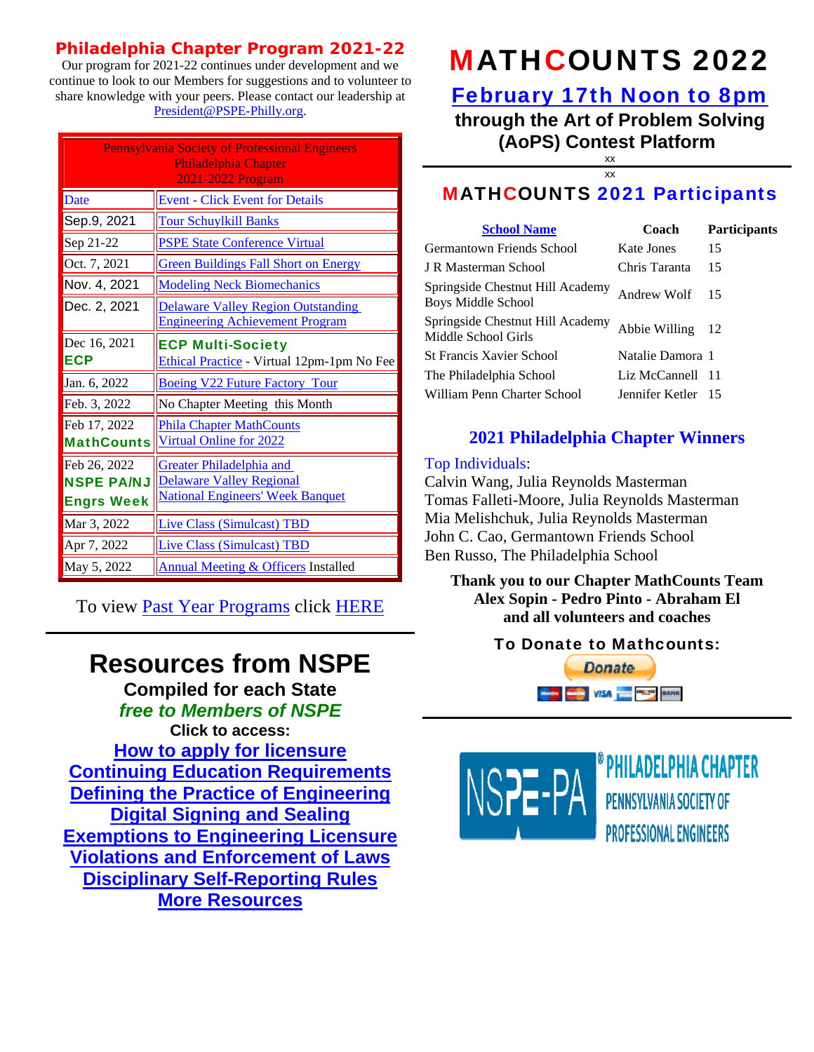## Philadelphia Chapter Program 2021-22

Our program for 2021-22 continues under development and we continue to look to our Members for suggestions and to volunteer to share knowledge with your peers. Please contact our leadership at President@PSPE-Philly.org.

| Pennsylvania Society of Professional Engineers Philadelphia Chapter 2021-2022 Program | |
|---|---|
| Date | Event - Click Event for Details |
| Sep.9, 2021 | Tour Schuylkill Banks |
| Sep 21-22 | PSPE State Conference Virtual |
| Oct. 7, 2021 | Green Buildings Fall Short on Energy |
| Nov. 4, 2021 | Modeling Neck Biomechanics |
| Dec. 2, 2021 | Delaware Valley Region Outstanding Engineering Achievement Program |
| Dec 16, 2021 **ECP** | **ECP Multi-Society** Ethical Practice - Virtual 12pm-1pm No Fee |
| Jan. 6, 2022 | Boeing V22 Future Factory Tour |
| Feb. 3, 2022 | No Chapter Meeting this Month |
| Feb 17, 2022 **MathCounts** | Phila Chapter MathCounts Virtual Online for 2022 |
| Feb 26, 2022 **NSPE PA/NJ Engrs Week** | Greater Philadelphia and Delaware Valley Regional National Engineers' Week Banquet |
| Mar 3, 2022 | Live Class (Simulcast) TBD |
| Apr 7, 2022 | Live Class (Simulcast) TBD |
| May 5, 2022 | Annual Meeting & Officers Installed |

To view Past Year Programs click HERE

# Resources from NSPE

**Compiled for each State**

***free to Members of NSPE***

**Click to access:**

**How to apply for licensure**
**Continuing Education Requirements**
**Defining the Practice of Engineering**
**Digital Signing and Sealing**
**Exemptions to Engineering Licensure**
**Violations and Enforcement of Laws**
**Disciplinary Self-Reporting Rules**
**More Resources**

# MATHCOUNTS 2022

## February 17th Noon to 8pm

**through the Art of Problem Solving (AoPS) Contest Platform**

xx

xx

## MATHCOUNTS 2021 Participants

| School Name | Coach | Participants |
|---|---|---|
| Germantown Friends School | Kate Jones | 15 |
| J R Masterman School | Chris Taranta | 15 |
| Springside Chestnut Hill Academy Boys Middle School | Andrew Wolf | 15 |
| Springside Chestnut Hill Academy Middle School Girls | Abbie Willing | 12 |
| St Francis Xavier School | Natalie Damora | 1 |
| The Philadelphia School | Liz McCannell | 11 |
| William Penn Charter School | Jennifer Ketler | 15 |

### 2021 Philadelphia Chapter Winners

Top Individuals:
Calvin Wang, Julia Reynolds Masterman
Tomas Falleti-Moore, Julia Reynolds Masterman
Mia Melishchuk, Julia Reynolds Masterman
John C. Cao, Germantown Friends School
Ben Russo, The Philadelphia School

**Thank you to our Chapter MathCounts Team**
**Alex Sopin - Pedro Pinto - Abraham El**
**and all volunteers and coaches**

**To Donate to Mathcounts:**

Donate

NSPE-PA PHILADELPHIA CHAPTER PENNSYLVANIA SOCIETY OF PROFESSIONAL ENGINEERS